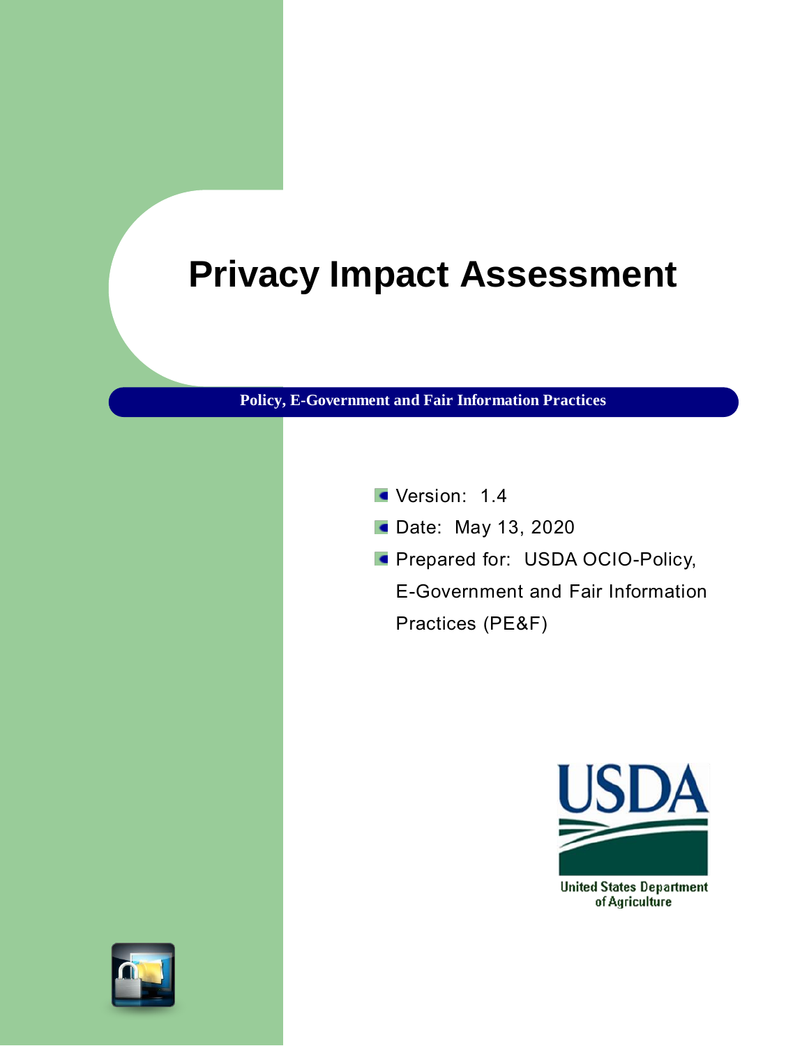# Privacy Impact Assessment

**Policy, E-Government and Fair Information Practices**

- Version: 1.4
- Date: May 13, 2020
- Prepared for: USDA OCIO-Policy, E-Government and Fair Information Practices (PE&F)

United States Department of Agriculture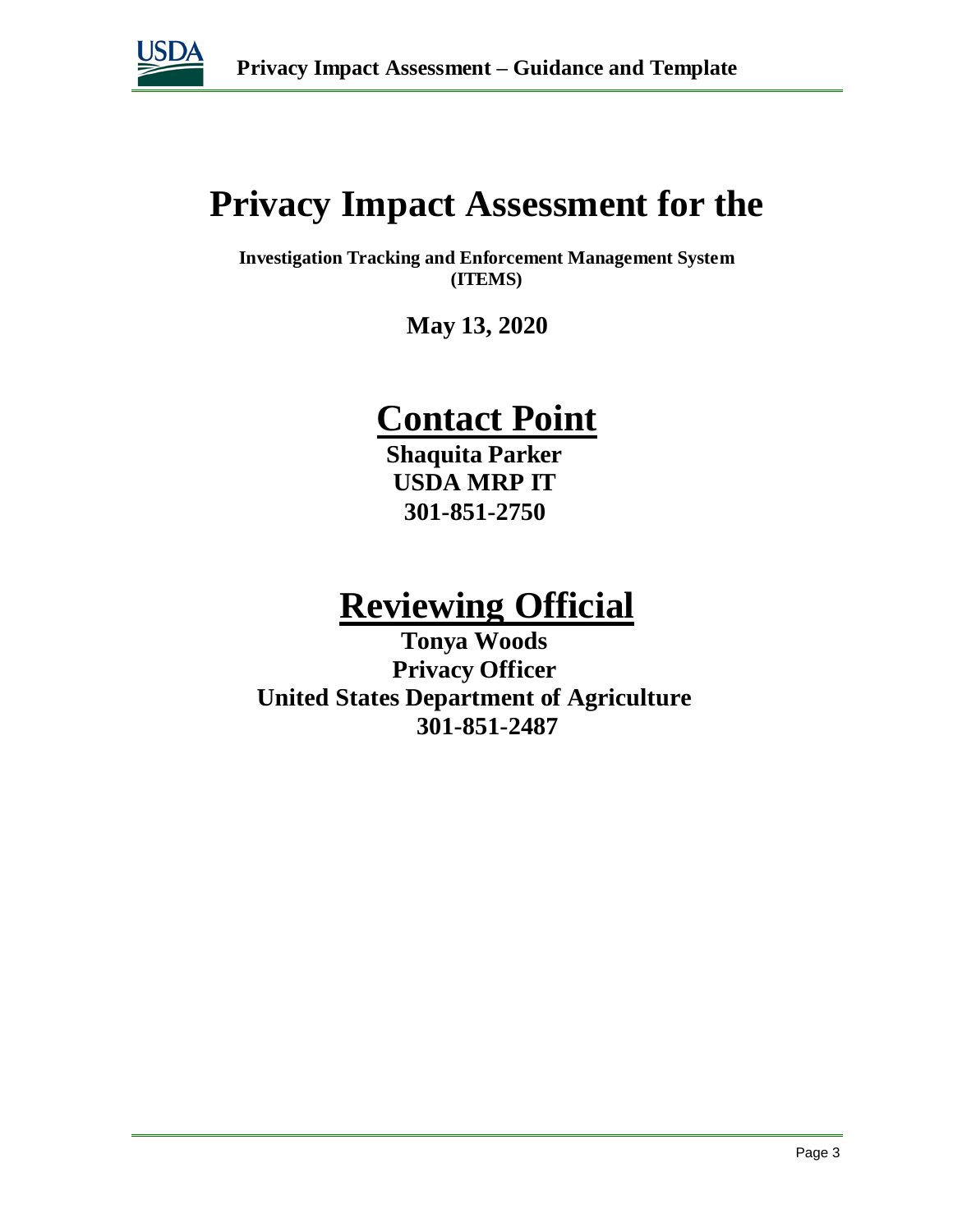# Privacy Impact Assessment for the

**Investigation Tracking and Enforcement Management System (ITEMS)**

**May 13, 2020**

## Contact Point

**Shaquita Parker**
**USDA MRP IT**
**301-851-2750**

## Reviewing Official

**Tonya Woods**
**Privacy Officer**
**United States Department of Agriculture**
**301-851-2487**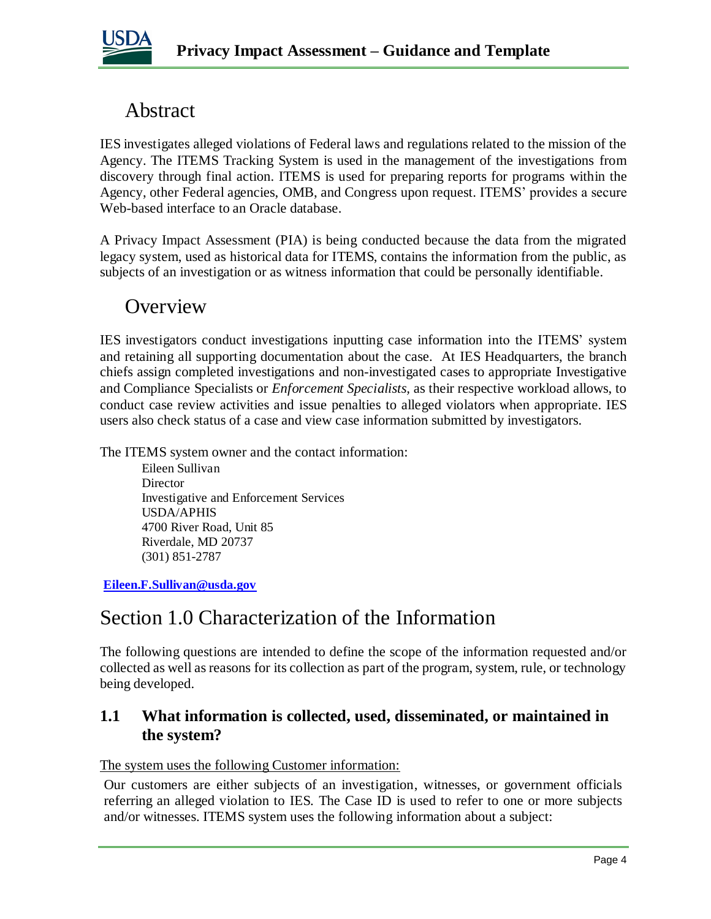# Abstract

IES investigates alleged violations of Federal laws and regulations related to the mission of the Agency. The ITEMS Tracking System is used in the management of the investigations from discovery through final action. ITEMS is used for preparing reports for programs within the Agency, other Federal agencies, OMB, and Congress upon request. ITEMS' provides a secure Web-based interface to an Oracle database.

A Privacy Impact Assessment (PIA) is being conducted because the data from the migrated legacy system, used as historical data for ITEMS, contains the information from the public, as subjects of an investigation or as witness information that could be personally identifiable.

# Overview

IES investigators conduct investigations inputting case information into the ITEMS' system and retaining all supporting documentation about the case. At IES Headquarters, the branch chiefs assign completed investigations and non-investigated cases to appropriate Investigative and Compliance Specialists or *Enforcement Specialists*, as their respective workload allows, to conduct case review activities and issue penalties to alleged violators when appropriate. IES users also check status of a case and view case information submitted by investigators.

The ITEMS system owner and the contact information:

Eileen Sullivan
Director
Investigative and Enforcement Services
USDA/APHIS
4700 River Road, Unit 85
Riverdale, MD 20737
(301) 851-2787

**Eileen.F.Sullivan@usda.gov**

# Section 1.0 Characterization of the Information

The following questions are intended to define the scope of the information requested and/or collected as well as reasons for its collection as part of the program, system, rule, or technology being developed.

## 1.1 What information is collected, used, disseminated, or maintained in the system?

The system uses the following Customer information:

Our customers are either subjects of an investigation, witnesses, or government officials referring an alleged violation to IES. The Case ID is used to refer to one or more subjects and/or witnesses. ITEMS system uses the following information about a subject: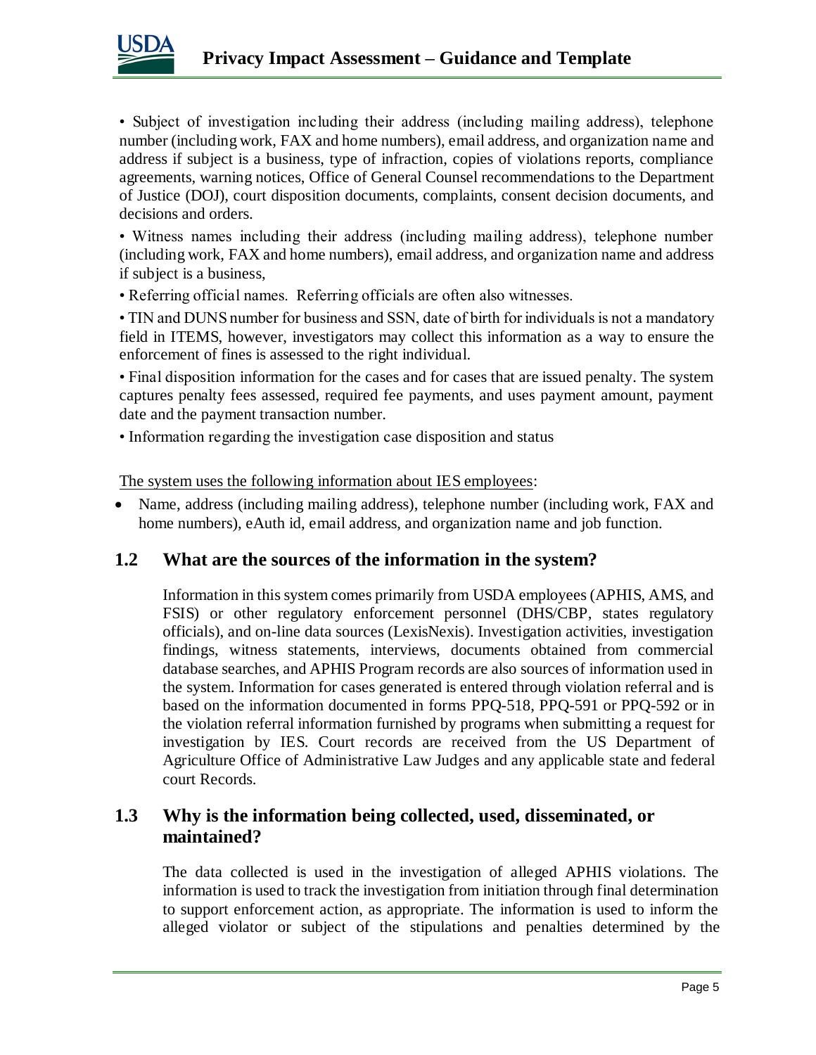• Subject of investigation including their address (including mailing address), telephone number (including work, FAX and home numbers), email address, and organization name and address if subject is a business, type of infraction, copies of violations reports, compliance agreements, warning notices, Office of General Counsel recommendations to the Department of Justice (DOJ), court disposition documents, complaints, consent decision documents, and decisions and orders.

• Witness names including their address (including mailing address), telephone number (including work, FAX and home numbers), email address, and organization name and address if subject is a business,

• Referring official names. Referring officials are often also witnesses.

• TIN and DUNS number for business and SSN, date of birth for individuals is not a mandatory field in ITEMS, however, investigators may collect this information as a way to ensure the enforcement of fines is assessed to the right individual.

• Final disposition information for the cases and for cases that are issued penalty. The system captures penalty fees assessed, required fee payments, and uses payment amount, payment date and the payment transaction number.

• Information regarding the investigation case disposition and status

The system uses the following information about IES employees:

- Name, address (including mailing address), telephone number (including work, FAX and home numbers), eAuth id, email address, and organization name and job function.

## 1.2 What are the sources of the information in the system?

Information in this system comes primarily from USDA employees (APHIS, AMS, and FSIS) or other regulatory enforcement personnel (DHS/CBP, states regulatory officials), and on-line data sources (LexisNexis). Investigation activities, investigation findings, witness statements, interviews, documents obtained from commercial database searches, and APHIS Program records are also sources of information used in the system. Information for cases generated is entered through violation referral and is based on the information documented in forms PPQ-518, PPQ-591 or PPQ-592 or in the violation referral information furnished by programs when submitting a request for investigation by IES. Court records are received from the US Department of Agriculture Office of Administrative Law Judges and any applicable state and federal court Records.

## 1.3 Why is the information being collected, used, disseminated, or maintained?

The data collected is used in the investigation of alleged APHIS violations. The information is used to track the investigation from initiation through final determination to support enforcement action, as appropriate. The information is used to inform the alleged violator or subject of the stipulations and penalties determined by the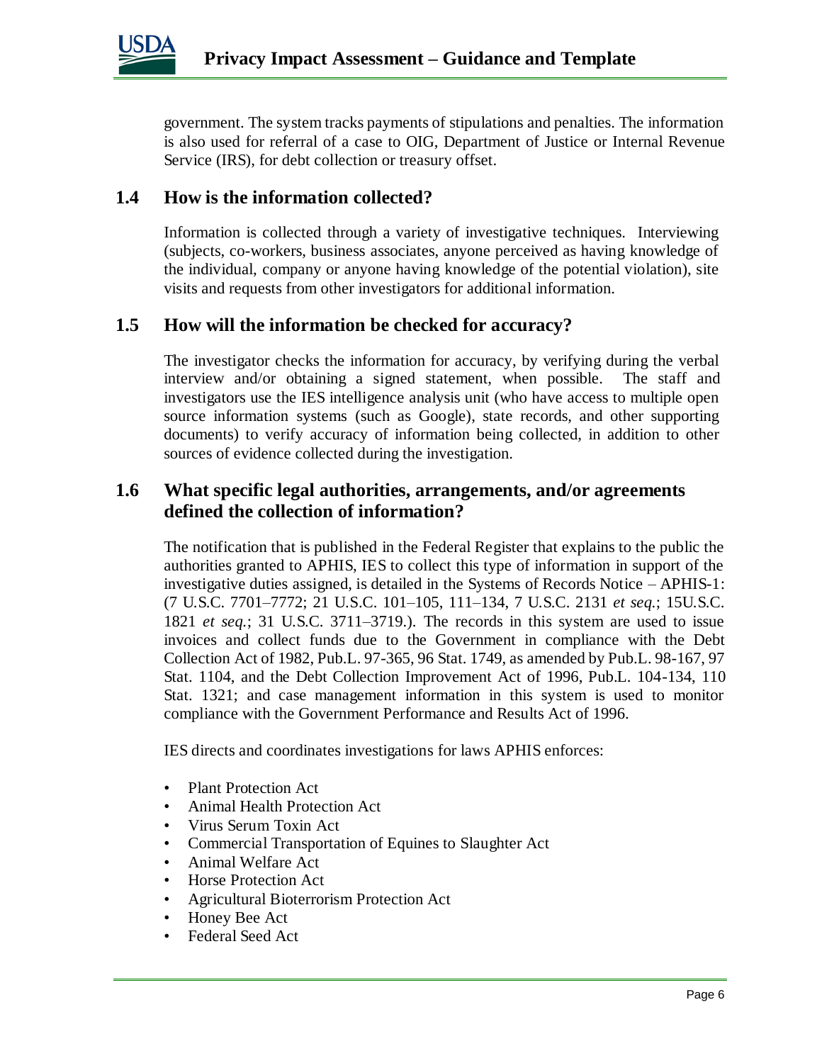government. The system tracks payments of stipulations and penalties. The information is also used for referral of a case to OIG, Department of Justice or Internal Revenue Service (IRS), for debt collection or treasury offset.

## 1.4 How is the information collected?

Information is collected through a variety of investigative techniques. Interviewing (subjects, co-workers, business associates, anyone perceived as having knowledge of the individual, company or anyone having knowledge of the potential violation), site visits and requests from other investigators for additional information.

## 1.5 How will the information be checked for accuracy?

The investigator checks the information for accuracy, by verifying during the verbal interview and/or obtaining a signed statement, when possible. The staff and investigators use the IES intelligence analysis unit (who have access to multiple open source information systems (such as Google), state records, and other supporting documents) to verify accuracy of information being collected, in addition to other sources of evidence collected during the investigation.

## 1.6 What specific legal authorities, arrangements, and/or agreements defined the collection of information?

The notification that is published in the Federal Register that explains to the public the authorities granted to APHIS, IES to collect this type of information in support of the investigative duties assigned, is detailed in the Systems of Records Notice – APHIS-1: (7 U.S.C. 7701–7772; 21 U.S.C. 101–105, 111–134, 7 U.S.C. 2131 *et seq.*; 15U.S.C. 1821 *et seq.*; 31 U.S.C. 3711–3719.). The records in this system are used to issue invoices and collect funds due to the Government in compliance with the Debt Collection Act of 1982, Pub.L. 97-365, 96 Stat. 1749, as amended by Pub.L. 98-167, 97 Stat. 1104, and the Debt Collection Improvement Act of 1996, Pub.L. 104-134, 110 Stat. 1321; and case management information in this system is used to monitor compliance with the Government Performance and Results Act of 1996.

IES directs and coordinates investigations for laws APHIS enforces:

- Plant Protection Act
- Animal Health Protection Act
- Virus Serum Toxin Act
- Commercial Transportation of Equines to Slaughter Act
- Animal Welfare Act
- Horse Protection Act
- Agricultural Bioterrorism Protection Act
- Honey Bee Act
- Federal Seed Act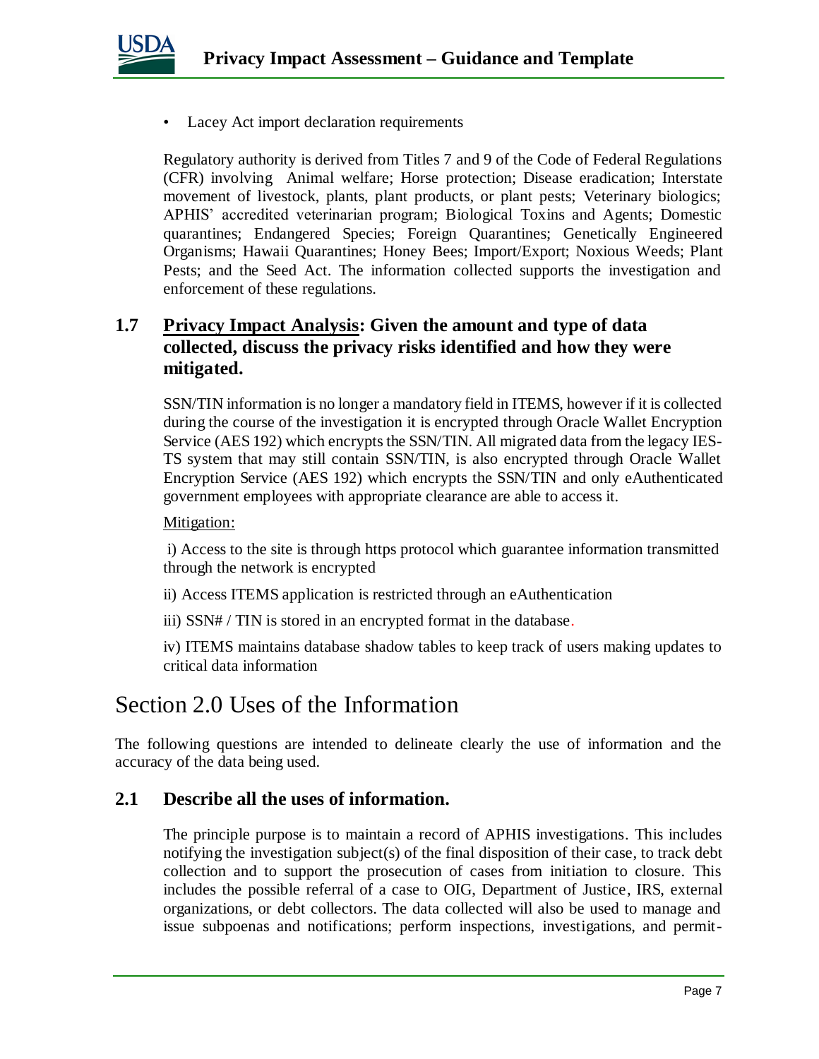- Lacey Act import declaration requirements

Regulatory authority is derived from Titles 7 and 9 of the Code of Federal Regulations (CFR) involving Animal welfare; Horse protection; Disease eradication; Interstate movement of livestock, plants, plant products, or plant pests; Veterinary biologics; APHIS' accredited veterinarian program; Biological Toxins and Agents; Domestic quarantines; Endangered Species; Foreign Quarantines; Genetically Engineered Organisms; Hawaii Quarantines; Honey Bees; Import/Export; Noxious Weeds; Plant Pests; and the Seed Act. The information collected supports the investigation and enforcement of these regulations.

### 1.7 Privacy Impact Analysis: Given the amount and type of data collected, discuss the privacy risks identified and how they were mitigated.

SSN/TIN information is no longer a mandatory field in ITEMS, however if it is collected during the course of the investigation it is encrypted through Oracle Wallet Encryption Service (AES 192) which encrypts the SSN/TIN. All migrated data from the legacy IES-TS system that may still contain SSN/TIN, is also encrypted through Oracle Wallet Encryption Service (AES 192) which encrypts the SSN/TIN and only eAuthenticated government employees with appropriate clearance are able to access it.

Mitigation:

i) Access to the site is through https protocol which guarantee information transmitted through the network is encrypted

ii) Access ITEMS application is restricted through an eAuthentication

iii) SSN# / TIN is stored in an encrypted format in the database.

iv) ITEMS maintains database shadow tables to keep track of users making updates to critical data information

# Section 2.0 Uses of the Information

The following questions are intended to delineate clearly the use of information and the accuracy of the data being used.

### 2.1 Describe all the uses of information.

The principle purpose is to maintain a record of APHIS investigations. This includes notifying the investigation subject(s) of the final disposition of their case, to track debt collection and to support the prosecution of cases from initiation to closure. This includes the possible referral of a case to OIG, Department of Justice, IRS, external organizations, or debt collectors. The data collected will also be used to manage and issue subpoenas and notifications; perform inspections, investigations, and permit-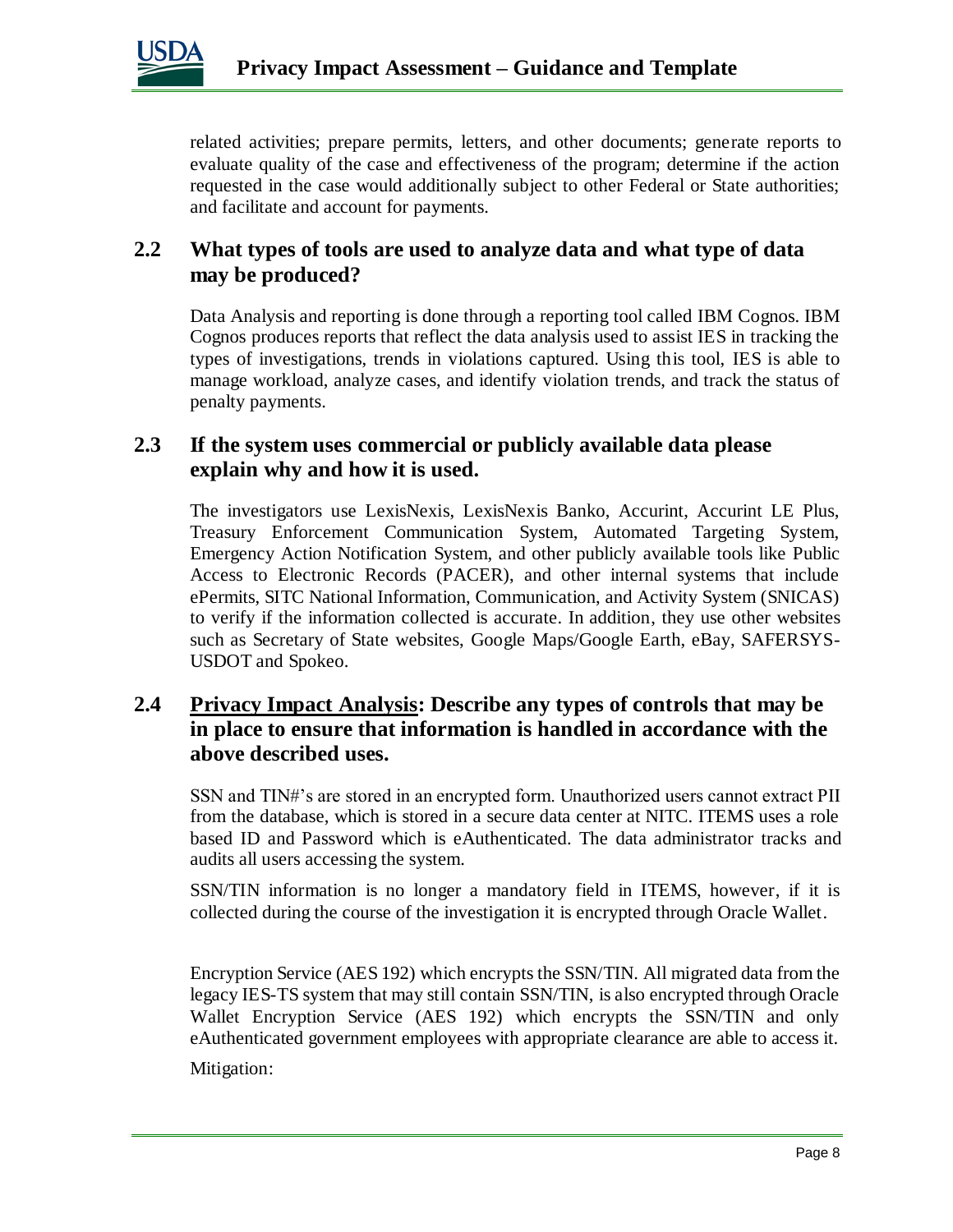related activities; prepare permits, letters, and other documents; generate reports to evaluate quality of the case and effectiveness of the program; determine if the action requested in the case would additionally subject to other Federal or State authorities; and facilitate and account for payments.

## 2.2 What types of tools are used to analyze data and what type of data may be produced?

Data Analysis and reporting is done through a reporting tool called IBM Cognos. IBM Cognos produces reports that reflect the data analysis used to assist IES in tracking the types of investigations, trends in violations captured. Using this tool, IES is able to manage workload, analyze cases, and identify violation trends, and track the status of penalty payments.

## 2.3 If the system uses commercial or publicly available data please explain why and how it is used.

The investigators use LexisNexis, LexisNexis Banko, Accurint, Accurint LE Plus, Treasury Enforcement Communication System, Automated Targeting System, Emergency Action Notification System, and other publicly available tools like Public Access to Electronic Records (PACER), and other internal systems that include ePermits, SITC National Information, Communication, and Activity System (SNICAS) to verify if the information collected is accurate. In addition, they use other websites such as Secretary of State websites, Google Maps/Google Earth, eBay, SAFERSYS-USDOT and Spokeo.

## 2.4 Privacy Impact Analysis: Describe any types of controls that may be in place to ensure that information is handled in accordance with the above described uses.

SSN and TIN#'s are stored in an encrypted form. Unauthorized users cannot extract PII from the database, which is stored in a secure data center at NITC. ITEMS uses a role based ID and Password which is eAuthenticated. The data administrator tracks and audits all users accessing the system.

SSN/TIN information is no longer a mandatory field in ITEMS, however, if it is collected during the course of the investigation it is encrypted through Oracle Wallet.

Encryption Service (AES 192) which encrypts the SSN/TIN. All migrated data from the legacy IES-TS system that may still contain SSN/TIN, is also encrypted through Oracle Wallet Encryption Service (AES 192) which encrypts the SSN/TIN and only eAuthenticated government employees with appropriate clearance are able to access it.

Mitigation: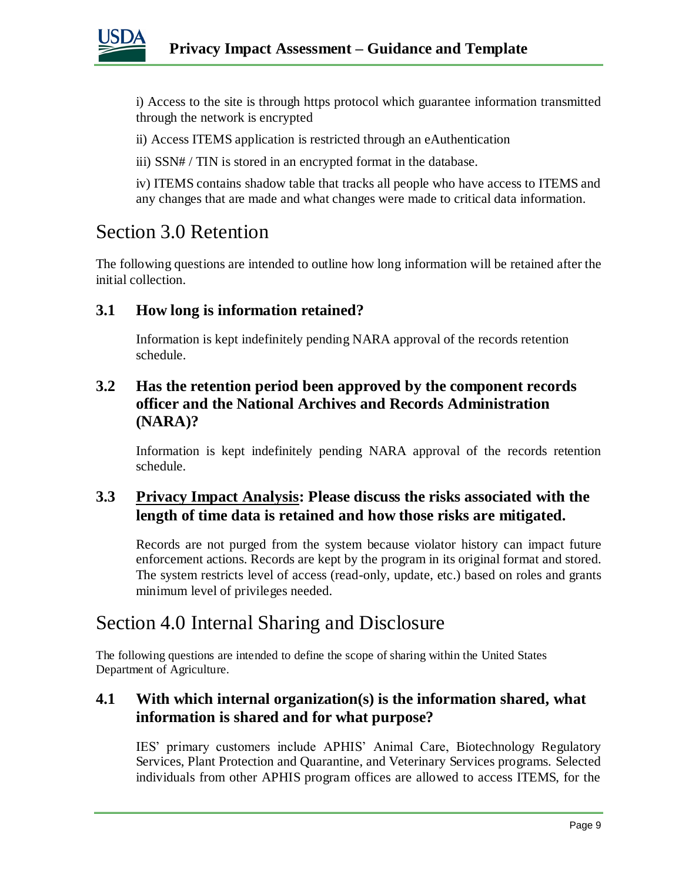i) Access to the site is through https protocol which guarantee information transmitted through the network is encrypted

ii) Access ITEMS application is restricted through an eAuthentication

iii) SSN# / TIN is stored in an encrypted format in the database.

iv) ITEMS contains shadow table that tracks all people who have access to ITEMS and any changes that are made and what changes were made to critical data information.

# Section 3.0 Retention

The following questions are intended to outline how long information will be retained after the initial collection.

## 3.1 How long is information retained?

Information is kept indefinitely pending NARA approval of the records retention schedule.

## 3.2 Has the retention period been approved by the component records officer and the National Archives and Records Administration (NARA)?

Information is kept indefinitely pending NARA approval of the records retention schedule.

## 3.3 Privacy Impact Analysis: Please discuss the risks associated with the length of time data is retained and how those risks are mitigated.

Records are not purged from the system because violator history can impact future enforcement actions. Records are kept by the program in its original format and stored. The system restricts level of access (read-only, update, etc.) based on roles and grants minimum level of privileges needed.

# Section 4.0 Internal Sharing and Disclosure

The following questions are intended to define the scope of sharing within the United States Department of Agriculture.

## 4.1 With which internal organization(s) is the information shared, what information is shared and for what purpose?

IES' primary customers include APHIS' Animal Care, Biotechnology Regulatory Services, Plant Protection and Quarantine, and Veterinary Services programs. Selected individuals from other APHIS program offices are allowed to access ITEMS, for the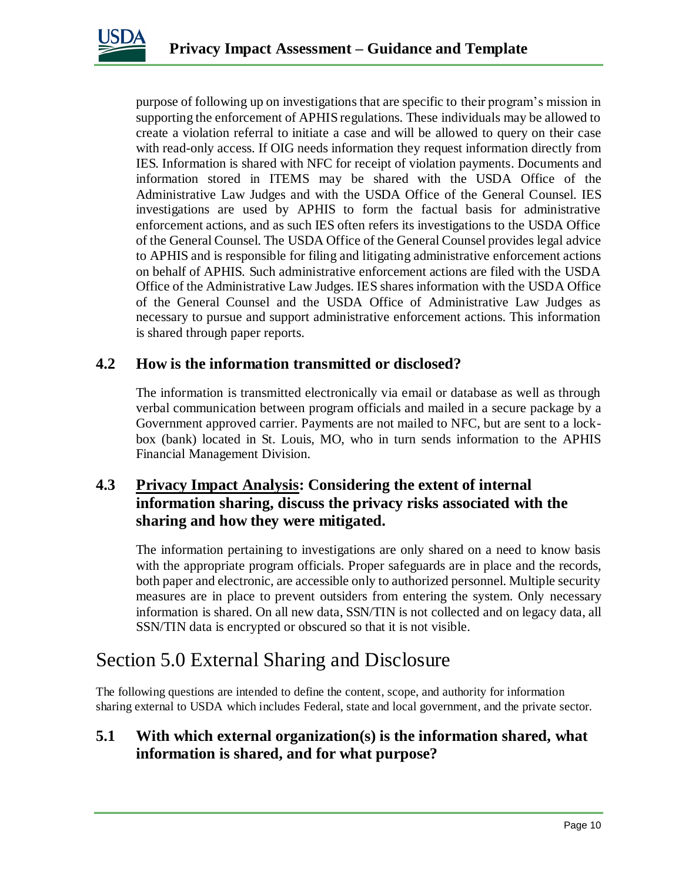purpose of following up on investigations that are specific to their program's mission in supporting the enforcement of APHIS regulations. These individuals may be allowed to create a violation referral to initiate a case and will be allowed to query on their case with read-only access. If OIG needs information they request information directly from IES. Information is shared with NFC for receipt of violation payments. Documents and information stored in ITEMS may be shared with the USDA Office of the Administrative Law Judges and with the USDA Office of the General Counsel. IES investigations are used by APHIS to form the factual basis for administrative enforcement actions, and as such IES often refers its investigations to the USDA Office of the General Counsel. The USDA Office of the General Counsel provides legal advice to APHIS and is responsible for filing and litigating administrative enforcement actions on behalf of APHIS. Such administrative enforcement actions are filed with the USDA Office of the Administrative Law Judges. IES shares information with the USDA Office of the General Counsel and the USDA Office of Administrative Law Judges as necessary to pursue and support administrative enforcement actions. This information is shared through paper reports.

### 4.2 How is the information transmitted or disclosed?

The information is transmitted electronically via email or database as well as through verbal communication between program officials and mailed in a secure package by a Government approved carrier. Payments are not mailed to NFC, but are sent to a lock-box (bank) located in St. Louis, MO, who in turn sends information to the APHIS Financial Management Division.

### 4.3 <u>Privacy Impact Analysis</u>: Considering the extent of internal information sharing, discuss the privacy risks associated with the sharing and how they were mitigated.

The information pertaining to investigations are only shared on a need to know basis with the appropriate program officials. Proper safeguards are in place and the records, both paper and electronic, are accessible only to authorized personnel. Multiple security measures are in place to prevent outsiders from entering the system. Only necessary information is shared. On all new data, SSN/TIN is not collected and on legacy data, all SSN/TIN data is encrypted or obscured so that it is not visible.

## Section 5.0 External Sharing and Disclosure

The following questions are intended to define the content, scope, and authority for information sharing external to USDA which includes Federal, state and local government, and the private sector.

### 5.1 With which external organization(s) is the information shared, what information is shared, and for what purpose?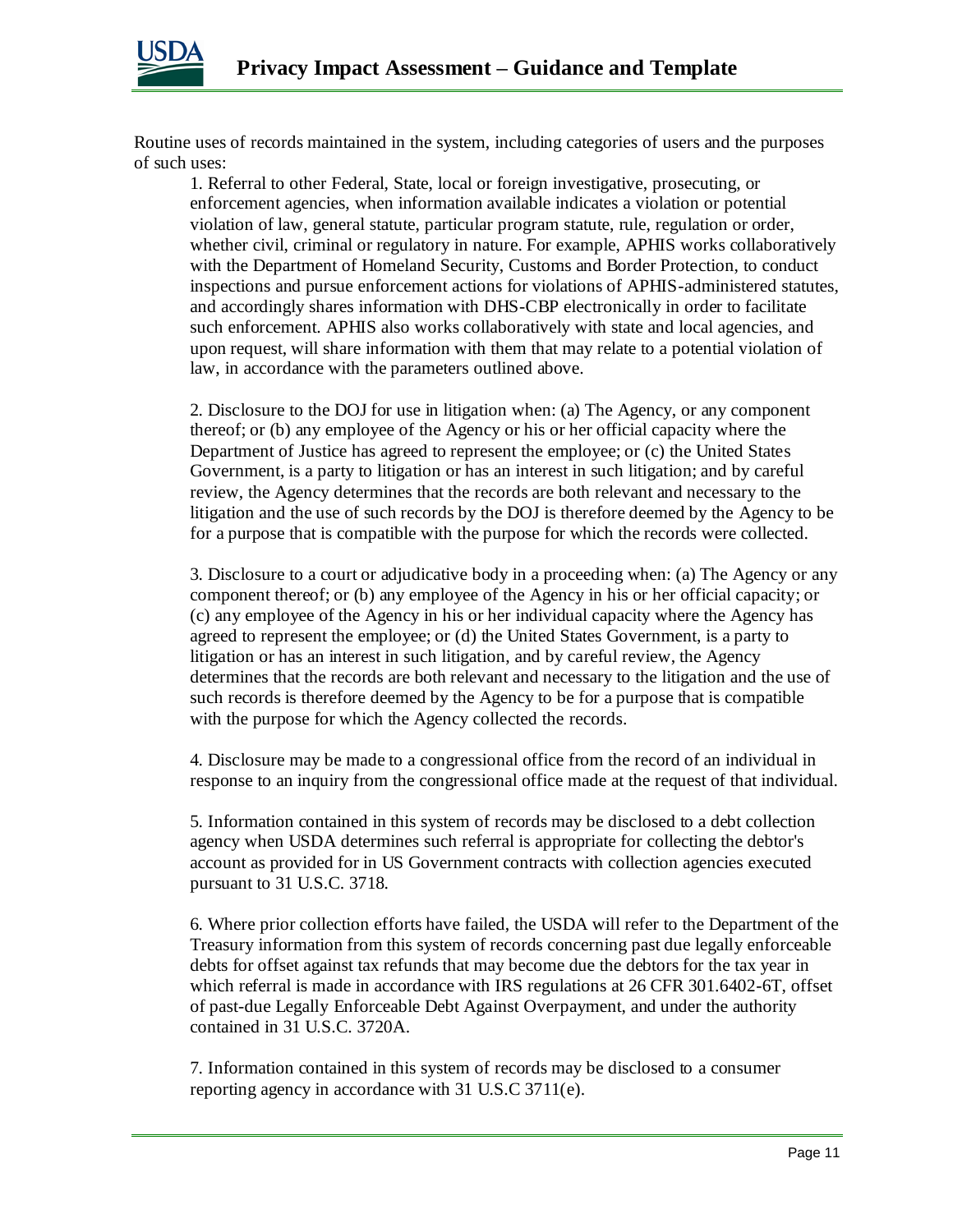Routine uses of records maintained in the system, including categories of users and the purposes of such uses:

1. Referral to other Federal, State, local or foreign investigative, prosecuting, or enforcement agencies, when information available indicates a violation or potential violation of law, general statute, particular program statute, rule, regulation or order, whether civil, criminal or regulatory in nature. For example, APHIS works collaboratively with the Department of Homeland Security, Customs and Border Protection, to conduct inspections and pursue enforcement actions for violations of APHIS-administered statutes, and accordingly shares information with DHS-CBP electronically in order to facilitate such enforcement. APHIS also works collaboratively with state and local agencies, and upon request, will share information with them that may relate to a potential violation of law, in accordance with the parameters outlined above.

2. Disclosure to the DOJ for use in litigation when: (a) The Agency, or any component thereof; or (b) any employee of the Agency or his or her official capacity where the Department of Justice has agreed to represent the employee; or (c) the United States Government, is a party to litigation or has an interest in such litigation; and by careful review, the Agency determines that the records are both relevant and necessary to the litigation and the use of such records by the DOJ is therefore deemed by the Agency to be for a purpose that is compatible with the purpose for which the records were collected.

3. Disclosure to a court or adjudicative body in a proceeding when: (a) The Agency or any component thereof; or (b) any employee of the Agency in his or her official capacity; or (c) any employee of the Agency in his or her individual capacity where the Agency has agreed to represent the employee; or (d) the United States Government, is a party to litigation or has an interest in such litigation, and by careful review, the Agency determines that the records are both relevant and necessary to the litigation and the use of such records is therefore deemed by the Agency to be for a purpose that is compatible with the purpose for which the Agency collected the records.

4. Disclosure may be made to a congressional office from the record of an individual in response to an inquiry from the congressional office made at the request of that individual.

5. Information contained in this system of records may be disclosed to a debt collection agency when USDA determines such referral is appropriate for collecting the debtor's account as provided for in US Government contracts with collection agencies executed pursuant to 31 U.S.C. 3718.

6. Where prior collection efforts have failed, the USDA will refer to the Department of the Treasury information from this system of records concerning past due legally enforceable debts for offset against tax refunds that may become due the debtors for the tax year in which referral is made in accordance with IRS regulations at 26 CFR 301.6402-6T, offset of past-due Legally Enforceable Debt Against Overpayment, and under the authority contained in 31 U.S.C. 3720A.

7. Information contained in this system of records may be disclosed to a consumer reporting agency in accordance with 31 U.S.C 3711(e).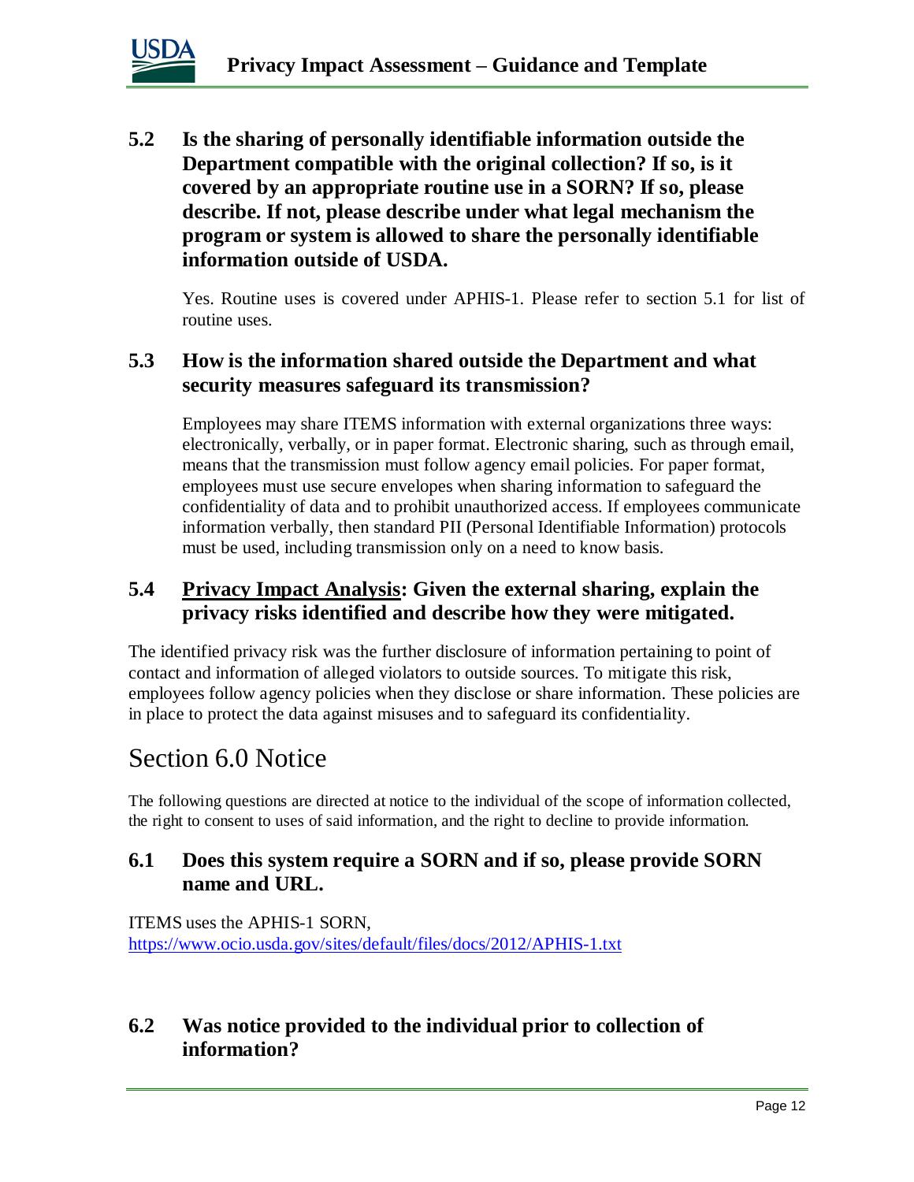### 5.2 Is the sharing of personally identifiable information outside the Department compatible with the original collection? If so, is it covered by an appropriate routine use in a SORN? If so, please describe. If not, please describe under what legal mechanism the program or system is allowed to share the personally identifiable information outside of USDA.

Yes. Routine uses is covered under APHIS-1. Please refer to section 5.1 for list of routine uses.

### 5.3 How is the information shared outside the Department and what security measures safeguard its transmission?

Employees may share ITEMS information with external organizations three ways: electronically, verbally, or in paper format. Electronic sharing, such as through email, means that the transmission must follow agency email policies. For paper format, employees must use secure envelopes when sharing information to safeguard the confidentiality of data and to prohibit unauthorized access. If employees communicate information verbally, then standard PII (Personal Identifiable Information) protocols must be used, including transmission only on a need to know basis.

### 5.4 Privacy Impact Analysis: Given the external sharing, explain the privacy risks identified and describe how they were mitigated.

The identified privacy risk was the further disclosure of information pertaining to point of contact and information of alleged violators to outside sources. To mitigate this risk, employees follow agency policies when they disclose or share information. These policies are in place to protect the data against misuses and to safeguard its confidentiality.

## Section 6.0 Notice

The following questions are directed at notice to the individual of the scope of information collected, the right to consent to uses of said information, and the right to decline to provide information.

### 6.1 Does this system require a SORN and if so, please provide SORN name and URL.

ITEMS uses the APHIS-1 SORN,
https://www.ocio.usda.gov/sites/default/files/docs/2012/APHIS-1.txt

### 6.2 Was notice provided to the individual prior to collection of information?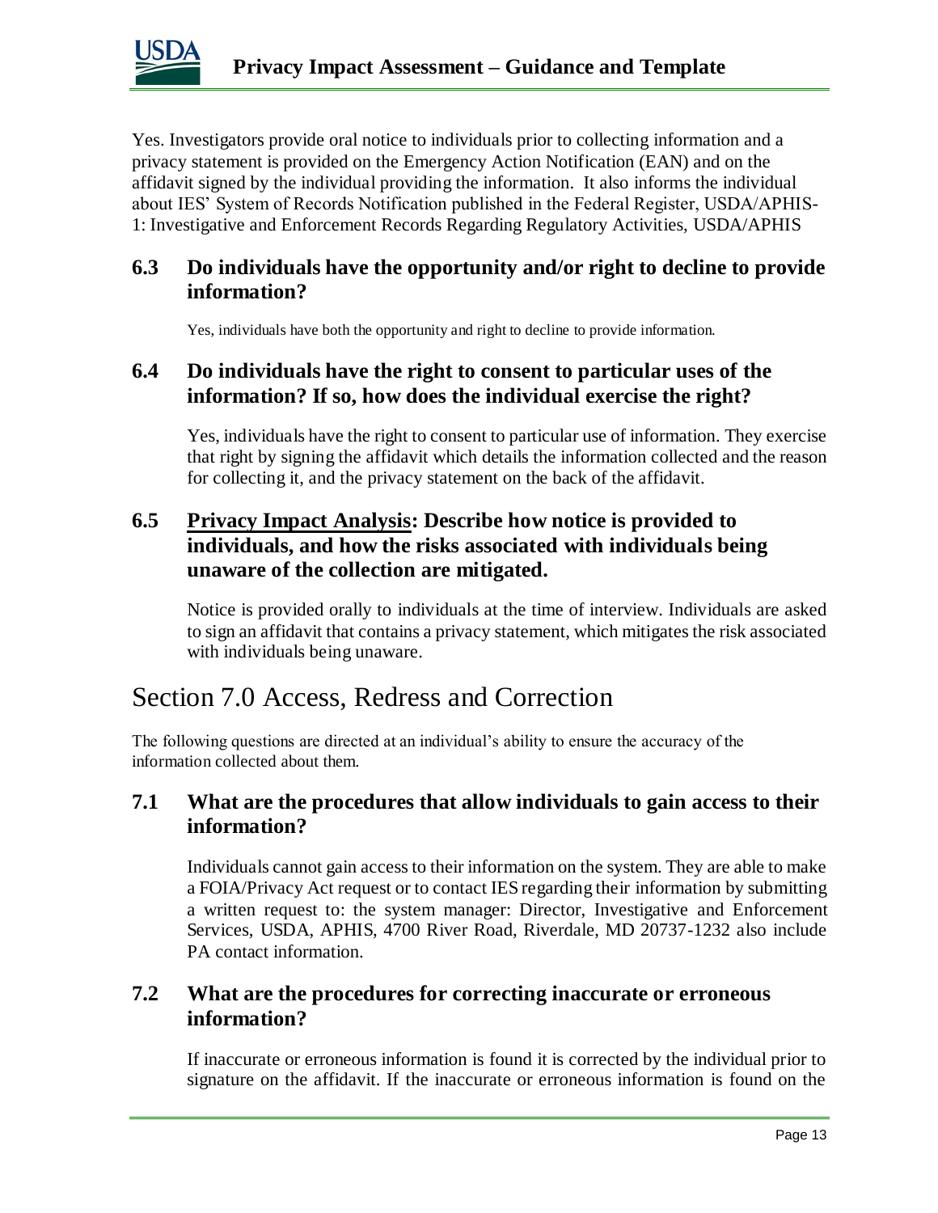Yes. Investigators provide oral notice to individuals prior to collecting information and a privacy statement is provided on the Emergency Action Notification (EAN) and on the affidavit signed by the individual providing the information. It also informs the individual about IES' System of Records Notification published in the Federal Register, USDA/APHIS-1: Investigative and Enforcement Records Regarding Regulatory Activities, USDA/APHIS

### 6.3 Do individuals have the opportunity and/or right to decline to provide information?

Yes, individuals have both the opportunity and right to decline to provide information.

### 6.4 Do individuals have the right to consent to particular uses of the information? If so, how does the individual exercise the right?

Yes, individuals have the right to consent to particular use of information. They exercise that right by signing the affidavit which details the information collected and the reason for collecting it, and the privacy statement on the back of the affidavit.

### 6.5 <u>Privacy Impact Analysis</u>: Describe how notice is provided to individuals, and how the risks associated with individuals being unaware of the collection are mitigated.

Notice is provided orally to individuals at the time of interview. Individuals are asked to sign an affidavit that contains a privacy statement, which mitigates the risk associated with individuals being unaware.

## Section 7.0 Access, Redress and Correction

The following questions are directed at an individual's ability to ensure the accuracy of the information collected about them.

### 7.1 What are the procedures that allow individuals to gain access to their information?

Individuals cannot gain access to their information on the system. They are able to make a FOIA/Privacy Act request or to contact IES regarding their information by submitting a written request to: the system manager: Director, Investigative and Enforcement Services, USDA, APHIS, 4700 River Road, Riverdale, MD 20737-1232 also include PA contact information.

### 7.2 What are the procedures for correcting inaccurate or erroneous information?

If inaccurate or erroneous information is found it is corrected by the individual prior to signature on the affidavit. If the inaccurate or erroneous information is found on the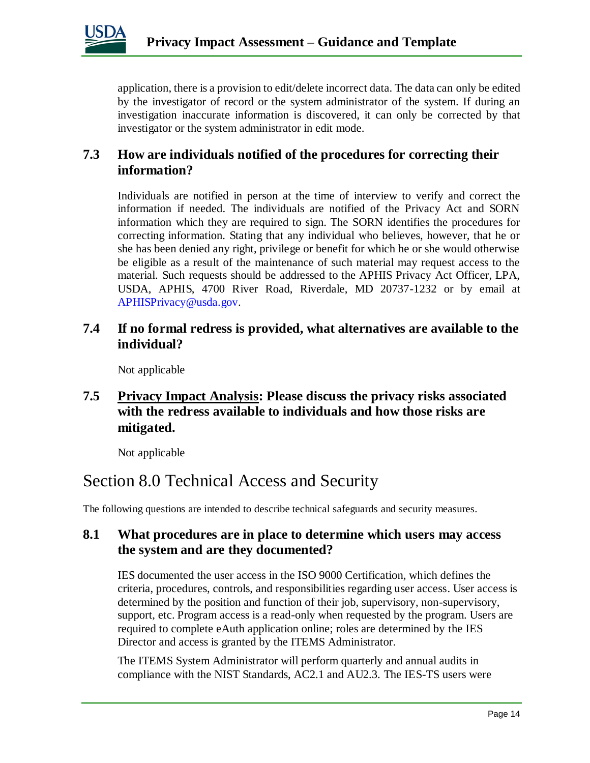application, there is a provision to edit/delete incorrect data. The data can only be edited by the investigator of record or the system administrator of the system. If during an investigation inaccurate information is discovered, it can only be corrected by that investigator or the system administrator in edit mode.

### 7.3 How are individuals notified of the procedures for correcting their information?

Individuals are notified in person at the time of interview to verify and correct the information if needed. The individuals are notified of the Privacy Act and SORN information which they are required to sign. The SORN identifies the procedures for correcting information. Stating that any individual who believes, however, that he or she has been denied any right, privilege or benefit for which he or she would otherwise be eligible as a result of the maintenance of such material may request access to the material. Such requests should be addressed to the APHIS Privacy Act Officer, LPA, USDA, APHIS, 4700 River Road, Riverdale, MD 20737-1232 or by email at APHISPrivacy@usda.gov.

### 7.4 If no formal redress is provided, what alternatives are available to the individual?

Not applicable

### 7.5 Privacy Impact Analysis: Please discuss the privacy risks associated with the redress available to individuals and how those risks are mitigated.

Not applicable

## Section 8.0 Technical Access and Security

The following questions are intended to describe technical safeguards and security measures.

### 8.1 What procedures are in place to determine which users may access the system and are they documented?

IES documented the user access in the ISO 9000 Certification, which defines the criteria, procedures, controls, and responsibilities regarding user access. User access is determined by the position and function of their job, supervisory, non-supervisory, support, etc. Program access is a read-only when requested by the program. Users are required to complete eAuth application online; roles are determined by the IES Director and access is granted by the ITEMS Administrator.

The ITEMS System Administrator will perform quarterly and annual audits in compliance with the NIST Standards, AC2.1 and AU2.3. The IES-TS users were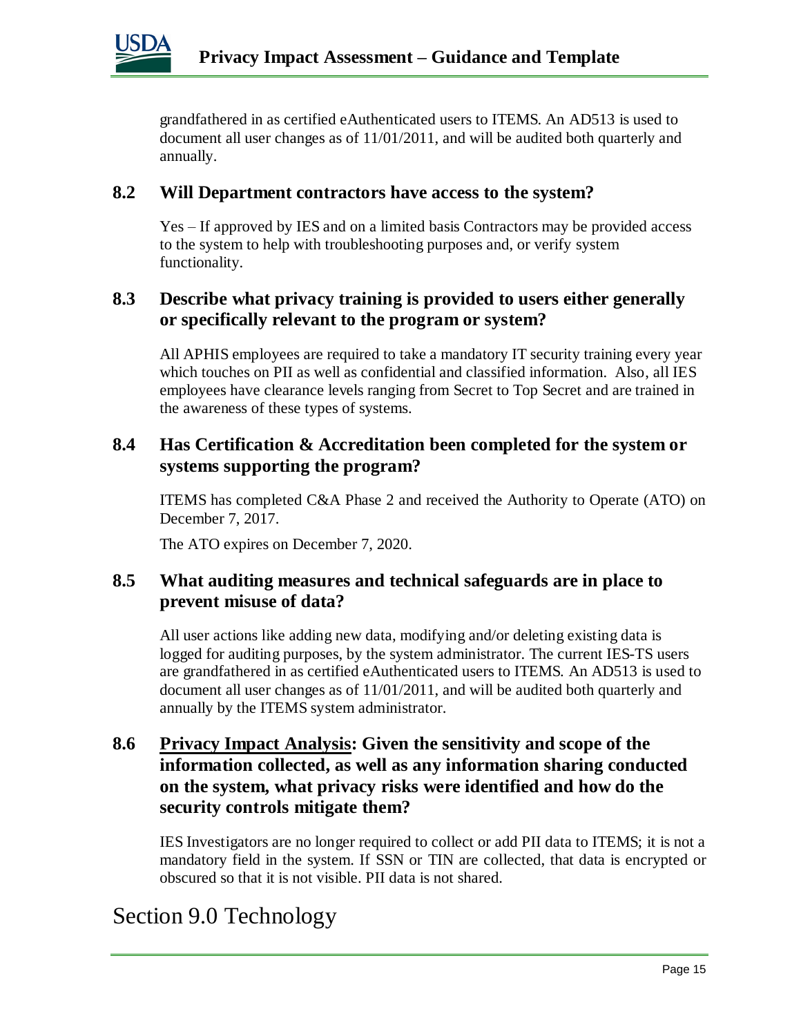grandfathered in as certified eAuthenticated users to ITEMS. An AD513 is used to document all user changes as of 11/01/2011, and will be audited both quarterly and annually.

### 8.2 Will Department contractors have access to the system?

Yes – If approved by IES and on a limited basis Contractors may be provided access to the system to help with troubleshooting purposes and, or verify system functionality.

### 8.3 Describe what privacy training is provided to users either generally or specifically relevant to the program or system?

All APHIS employees are required to take a mandatory IT security training every year which touches on PII as well as confidential and classified information. Also, all IES employees have clearance levels ranging from Secret to Top Secret and are trained in the awareness of these types of systems.

### 8.4 Has Certification & Accreditation been completed for the system or systems supporting the program?

ITEMS has completed C&A Phase 2 and received the Authority to Operate (ATO) on December 7, 2017.

The ATO expires on December 7, 2020.

### 8.5 What auditing measures and technical safeguards are in place to prevent misuse of data?

All user actions like adding new data, modifying and/or deleting existing data is logged for auditing purposes, by the system administrator. The current IES-TS users are grandfathered in as certified eAuthenticated users to ITEMS. An AD513 is used to document all user changes as of 11/01/2011, and will be audited both quarterly and annually by the ITEMS system administrator.

### 8.6 Privacy Impact Analysis: Given the sensitivity and scope of the information collected, as well as any information sharing conducted on the system, what privacy risks were identified and how do the security controls mitigate them?

IES Investigators are no longer required to collect or add PII data to ITEMS; it is not a mandatory field in the system. If SSN or TIN are collected, that data is encrypted or obscured so that it is not visible. PII data is not shared.

## Section 9.0 Technology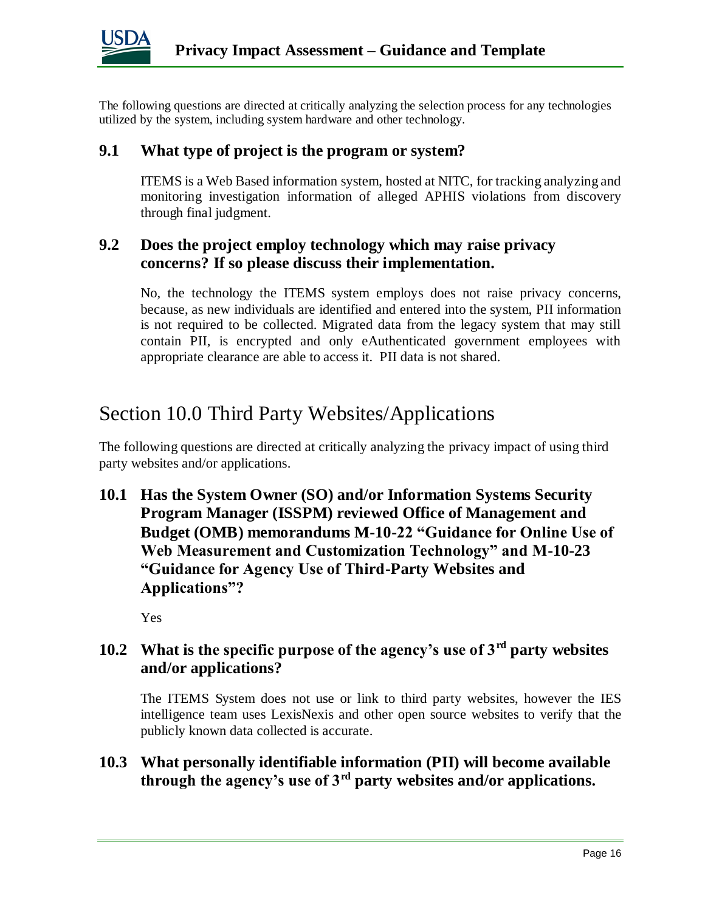The following questions are directed at critically analyzing the selection process for any technologies utilized by the system, including system hardware and other technology.

### 9.1 What type of project is the program or system?

ITEMS is a Web Based information system, hosted at NITC, for tracking analyzing and monitoring investigation information of alleged APHIS violations from discovery through final judgment.

### 9.2 Does the project employ technology which may raise privacy concerns? If so please discuss their implementation.

No, the technology the ITEMS system employs does not raise privacy concerns, because, as new individuals are identified and entered into the system, PII information is not required to be collected. Migrated data from the legacy system that may still contain PII, is encrypted and only eAuthenticated government employees with appropriate clearance are able to access it. PII data is not shared.

## Section 10.0 Third Party Websites/Applications

The following questions are directed at critically analyzing the privacy impact of using third party websites and/or applications.

### 10.1 Has the System Owner (SO) and/or Information Systems Security Program Manager (ISSPM) reviewed Office of Management and Budget (OMB) memorandums M-10-22 "Guidance for Online Use of Web Measurement and Customization Technology" and M-10-23 "Guidance for Agency Use of Third-Party Websites and Applications"?

Yes

### 10.2 What is the specific purpose of the agency's use of 3rd party websites and/or applications?

The ITEMS System does not use or link to third party websites, however the IES intelligence team uses LexisNexis and other open source websites to verify that the publicly known data collected is accurate.

### 10.3 What personally identifiable information (PII) will become available through the agency's use of 3rd party websites and/or applications.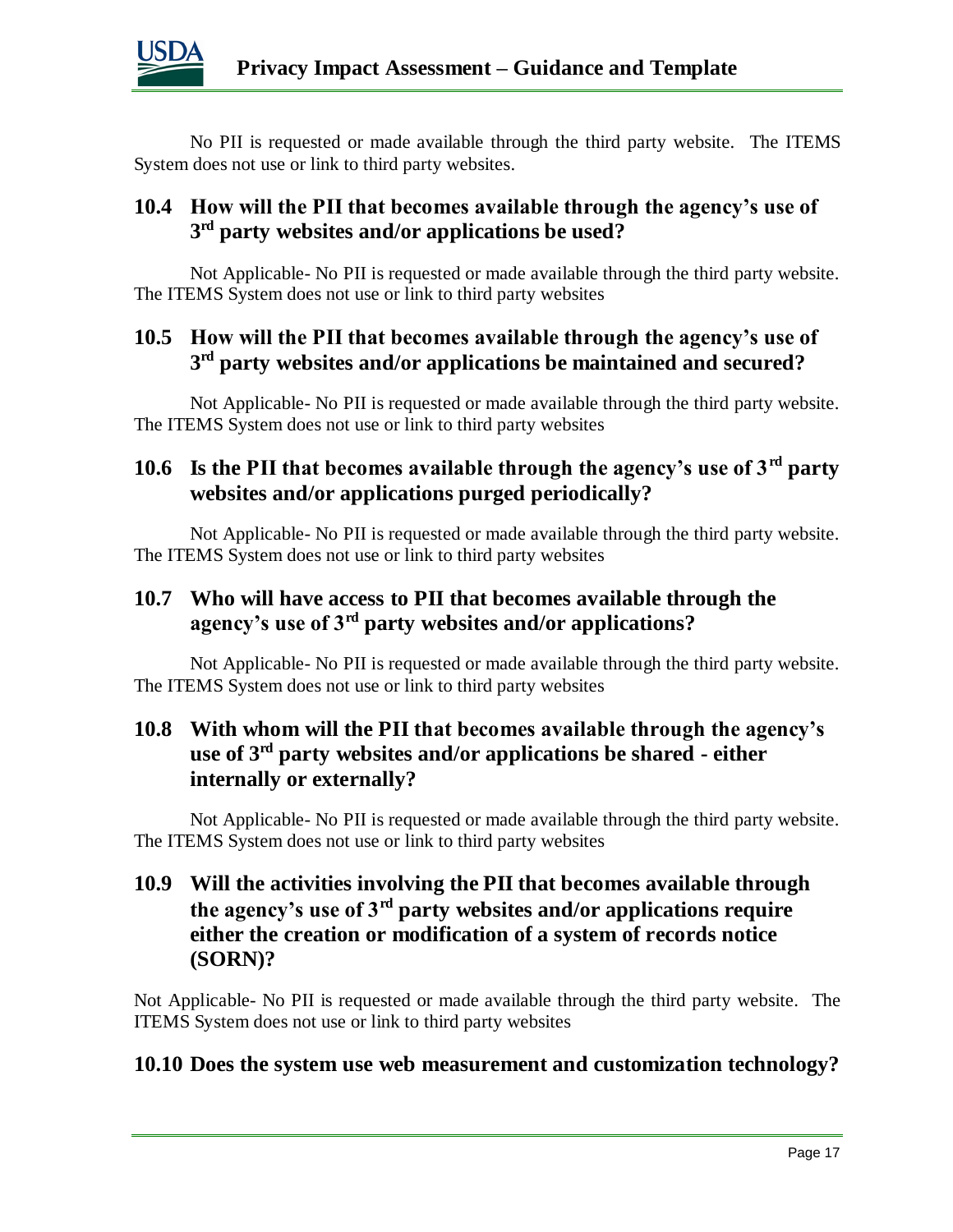No PII is requested or made available through the third party website. The ITEMS System does not use or link to third party websites.

## 10.4 How will the PII that becomes available through the agency's use of 3rd party websites and/or applications be used?

Not Applicable- No PII is requested or made available through the third party website. The ITEMS System does not use or link to third party websites

## 10.5 How will the PII that becomes available through the agency's use of 3rd party websites and/or applications be maintained and secured?

Not Applicable- No PII is requested or made available through the third party website. The ITEMS System does not use or link to third party websites

## 10.6 Is the PII that becomes available through the agency's use of 3rd party websites and/or applications purged periodically?

Not Applicable- No PII is requested or made available through the third party website. The ITEMS System does not use or link to third party websites

## 10.7 Who will have access to PII that becomes available through the agency's use of 3rd party websites and/or applications?

Not Applicable- No PII is requested or made available through the third party website. The ITEMS System does not use or link to third party websites

## 10.8 With whom will the PII that becomes available through the agency's use of 3rd party websites and/or applications be shared - either internally or externally?

Not Applicable- No PII is requested or made available through the third party website. The ITEMS System does not use or link to third party websites

## 10.9 Will the activities involving the PII that becomes available through the agency's use of 3rd party websites and/or applications require either the creation or modification of a system of records notice (SORN)?

Not Applicable- No PII is requested or made available through the third party website. The ITEMS System does not use or link to third party websites

## 10.10 Does the system use web measurement and customization technology?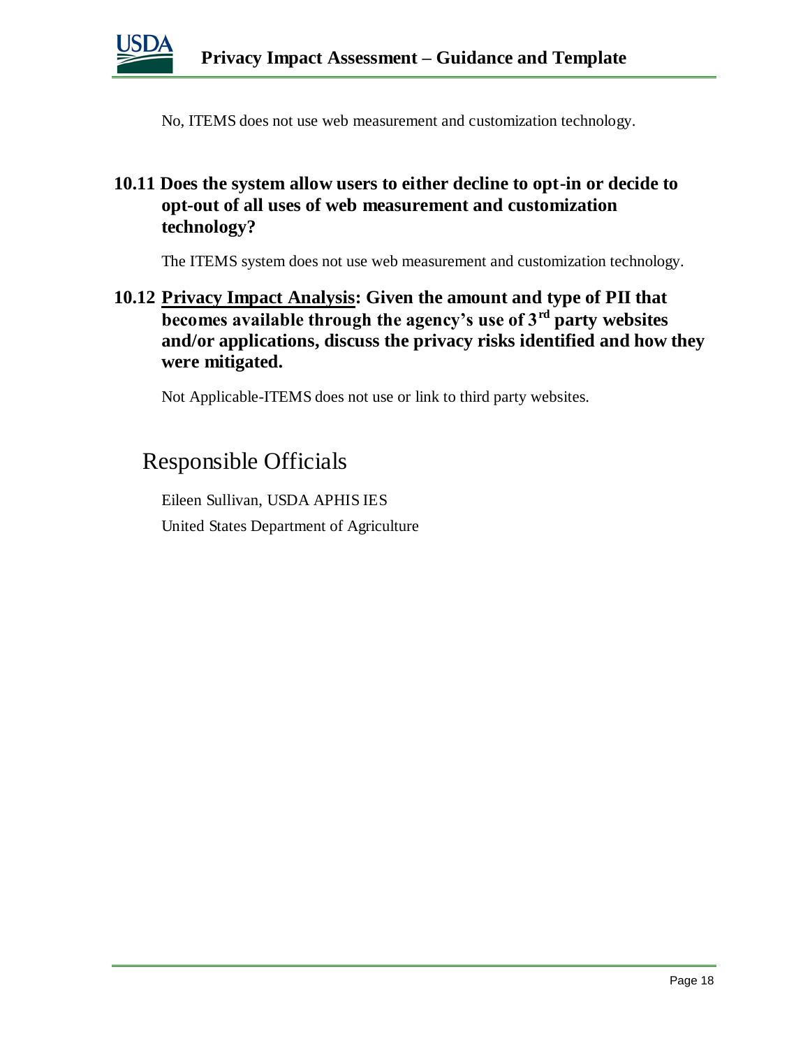No, ITEMS does not use web measurement and customization technology.

### 10.11 Does the system allow users to either decline to opt-in or decide to opt-out of all uses of web measurement and customization technology?

The ITEMS system does not use web measurement and customization technology.

### 10.12 Privacy Impact Analysis: Given the amount and type of PII that becomes available through the agency's use of 3rd party websites and/or applications, discuss the privacy risks identified and how they were mitigated.

Not Applicable-ITEMS does not use or link to third party websites.

## Responsible Officials

Eileen Sullivan, USDA APHIS IES

United States Department of Agriculture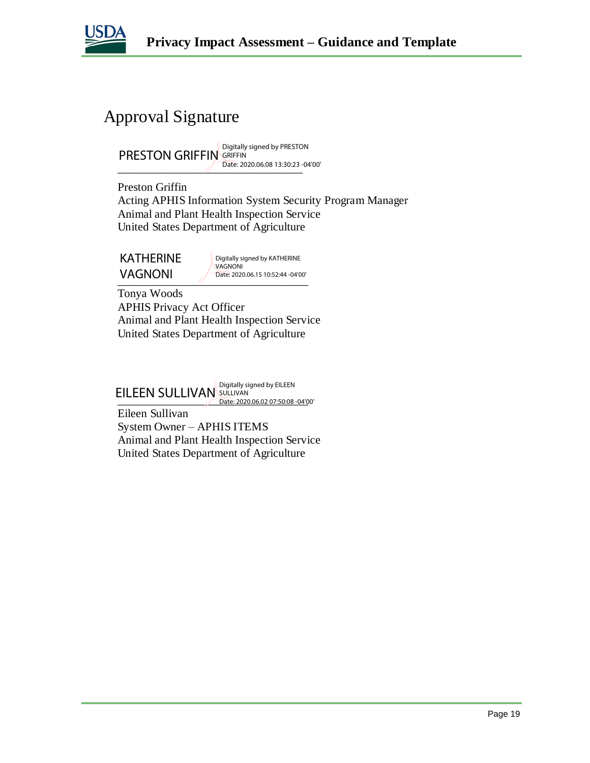# Approval Signature

PRESTON GRIFFIN  Digitally signed by PRESTON GRIFFIN
Date: 2020.06.08 13:30:23 -04'00'

Preston Griffin
Acting APHIS Information System Security Program Manager
Animal and Plant Health Inspection Service
United States Department of Agriculture

KATHERINE VAGNONI  Digitally signed by KATHERINE VAGNONI
Date: 2020.06.15 10:52:44 -04'00'

Tonya Woods
APHIS Privacy Act Officer
Animal and Plant Health Inspection Service
United States Department of Agriculture

EILEEN SULLIVAN  Digitally signed by EILEEN SULLIVAN
Date: 2020.06.02 07:50:08 -04'00'

Eileen Sullivan
System Owner – APHIS ITEMS
Animal and Plant Health Inspection Service
United States Department of Agriculture